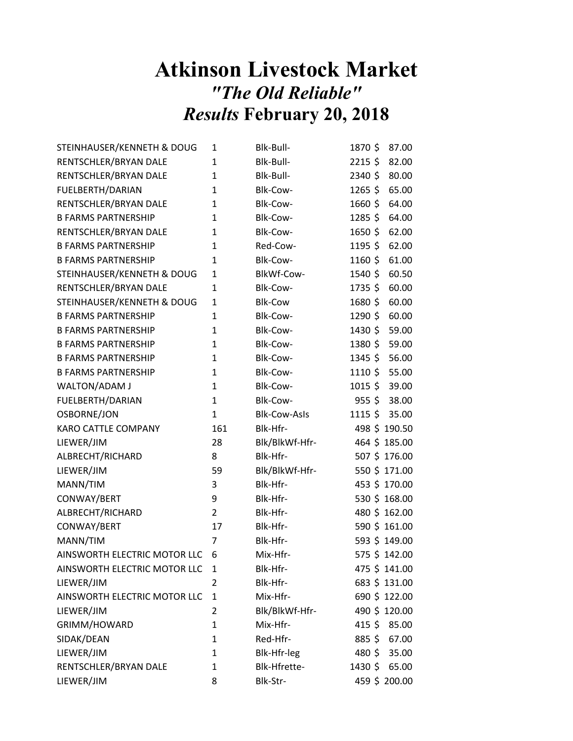# Atkinson Livestock Market

## *"The Old Reliable"*

## *Results* February 20, 2018

| | | | | |
|---|---|---|---|---|
| STEINHAUSER/KENNETH & DOUG | 1 | Blk-Bull- | 1870 | $ 87.00 |
| RENTSCHLER/BRYAN DALE | 1 | Blk-Bull- | 2215 | $ 82.00 |
| RENTSCHLER/BRYAN DALE | 1 | Blk-Bull- | 2340 | $ 80.00 |
| FUELBERTH/DARIAN | 1 | Blk-Cow- | 1265 | $ 65.00 |
| RENTSCHLER/BRYAN DALE | 1 | Blk-Cow- | 1660 | $ 64.00 |
| B FARMS PARTNERSHIP | 1 | Blk-Cow- | 1285 | $ 64.00 |
| RENTSCHLER/BRYAN DALE | 1 | Blk-Cow- | 1650 | $ 62.00 |
| B FARMS PARTNERSHIP | 1 | Red-Cow- | 1195 | $ 62.00 |
| B FARMS PARTNERSHIP | 1 | Blk-Cow- | 1160 | $ 61.00 |
| STEINHAUSER/KENNETH & DOUG | 1 | BlkWf-Cow- | 1540 | $ 60.50 |
| RENTSCHLER/BRYAN DALE | 1 | Blk-Cow- | 1735 | $ 60.00 |
| STEINHAUSER/KENNETH & DOUG | 1 | Blk-Cow | 1680 | $ 60.00 |
| B FARMS PARTNERSHIP | 1 | Blk-Cow- | 1290 | $ 60.00 |
| B FARMS PARTNERSHIP | 1 | Blk-Cow- | 1430 | $ 59.00 |
| B FARMS PARTNERSHIP | 1 | Blk-Cow- | 1380 | $ 59.00 |
| B FARMS PARTNERSHIP | 1 | Blk-Cow- | 1345 | $ 56.00 |
| B FARMS PARTNERSHIP | 1 | Blk-Cow- | 1110 | $ 55.00 |
| WALTON/ADAM J | 1 | Blk-Cow- | 1015 | $ 39.00 |
| FUELBERTH/DARIAN | 1 | Blk-Cow- | 955 | $ 38.00 |
| OSBORNE/JON | 1 | Blk-Cow-AsIs | 1115 | $ 35.00 |
| KARO CATTLE COMPANY | 161 | Blk-Hfr- | 498 | $ 190.50 |
| LIEWER/JIM | 28 | Blk/BlkWf-Hfr- | 464 | $ 185.00 |
| ALBRECHT/RICHARD | 8 | Blk-Hfr- | 507 | $ 176.00 |
| LIEWER/JIM | 59 | Blk/BlkWf-Hfr- | 550 | $ 171.00 |
| MANN/TIM | 3 | Blk-Hfr- | 453 | $ 170.00 |
| CONWAY/BERT | 9 | Blk-Hfr- | 530 | $ 168.00 |
| ALBRECHT/RICHARD | 2 | Blk-Hfr- | 480 | $ 162.00 |
| CONWAY/BERT | 17 | Blk-Hfr- | 590 | $ 161.00 |
| MANN/TIM | 7 | Blk-Hfr- | 593 | $ 149.00 |
| AINSWORTH ELECTRIC MOTOR LLC | 6 | Mix-Hfr- | 575 | $ 142.00 |
| AINSWORTH ELECTRIC MOTOR LLC | 1 | Blk-Hfr- | 475 | $ 141.00 |
| LIEWER/JIM | 2 | Blk-Hfr- | 683 | $ 131.00 |
| AINSWORTH ELECTRIC MOTOR LLC | 1 | Mix-Hfr- | 690 | $ 122.00 |
| LIEWER/JIM | 2 | Blk/BlkWf-Hfr- | 490 | $ 120.00 |
| GRIMM/HOWARD | 1 | Mix-Hfr- | 415 | $ 85.00 |
| SIDAK/DEAN | 1 | Red-Hfr- | 885 | $ 67.00 |
| LIEWER/JIM | 1 | Blk-Hfr-leg | 480 | $ 35.00 |
| RENTSCHLER/BRYAN DALE | 1 | Blk-Hfrette- | 1430 | $ 65.00 |
| LIEWER/JIM | 8 | Blk-Str- | 459 | $ 200.00 |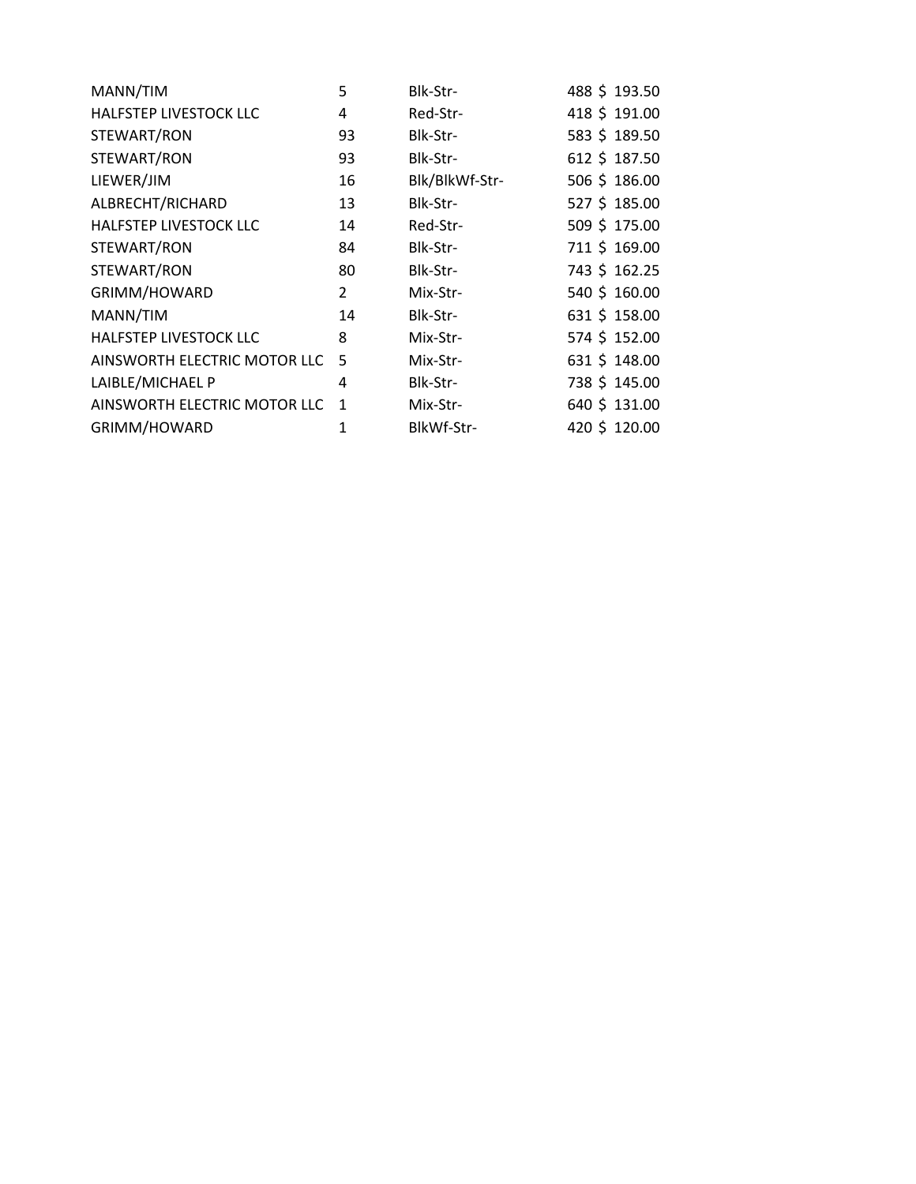| | | | | |
|---|---|---|---|---|
| MANN/TIM | 5 | Blk-Str- | 488 | $ 193.50 |
| HALFSTEP LIVESTOCK LLC | 4 | Red-Str- | 418 | $ 191.00 |
| STEWART/RON | 93 | Blk-Str- | 583 | $ 189.50 |
| STEWART/RON | 93 | Blk-Str- | 612 | $ 187.50 |
| LIEWER/JIM | 16 | Blk/BlkWf-Str- | 506 | $ 186.00 |
| ALBRECHT/RICHARD | 13 | Blk-Str- | 527 | $ 185.00 |
| HALFSTEP LIVESTOCK LLC | 14 | Red-Str- | 509 | $ 175.00 |
| STEWART/RON | 84 | Blk-Str- | 711 | $ 169.00 |
| STEWART/RON | 80 | Blk-Str- | 743 | $ 162.25 |
| GRIMM/HOWARD | 2 | Mix-Str- | 540 | $ 160.00 |
| MANN/TIM | 14 | Blk-Str- | 631 | $ 158.00 |
| HALFSTEP LIVESTOCK LLC | 8 | Mix-Str- | 574 | $ 152.00 |
| AINSWORTH ELECTRIC MOTOR LLC | 5 | Mix-Str- | 631 | $ 148.00 |
| LAIBLE/MICHAEL P | 4 | Blk-Str- | 738 | $ 145.00 |
| AINSWORTH ELECTRIC MOTOR LLC | 1 | Mix-Str- | 640 | $ 131.00 |
| GRIMM/HOWARD | 1 | BlkWf-Str- | 420 | $ 120.00 |